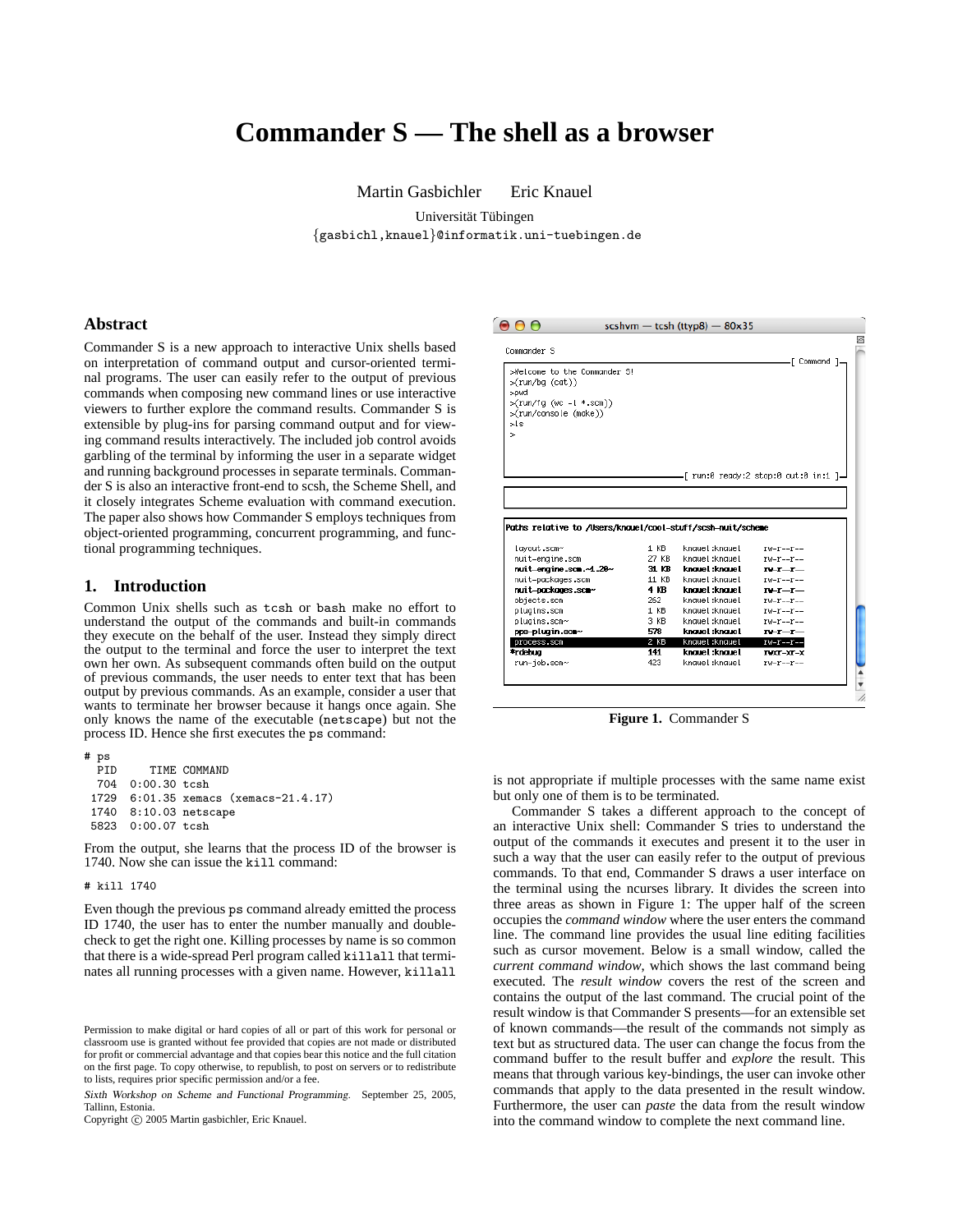# Commander S — The shell as a browser

Martin Gasbichler Eric Knauel

Universität Tübingen

{gasbichl,knauel}@informatik.uni-tuebingen.de

## Abstract

Commander S is a new approach to interactive Unix shells based on interpretation of command output and cursor-oriented terminal programs. The user can easily refer to the output of previous commands when composing new command lines or use interactive viewers to further explore the command results. Commander S is extensible by plug-ins for parsing command output and for viewing command results interactively. The included job control avoids garbling of the terminal by informing the user in a separate widget and running background processes in separate terminals. Commander S is also an interactive front-end to scsh, the Scheme Shell, and it closely integrates Scheme evaluation with command execution. The paper also shows how Commander S employs techniques from object-oriented programming, concurrent programming, and functional programming techniques.

## 1. Introduction

Common Unix shells such as `tcsh` or `bash` make no effort to understand the output of the commands and built-in commands they execute on the behalf of the user. Instead they simply direct the output to the terminal and force the user to interpret the text own her own. As subsequent commands often build on the output of previous commands, the user needs to enter text that has been output by previous commands. As an example, consider a user that wants to terminate her browser because it hangs once again. She only knows the name of the executable (`netscape`) but not the process ID. Hence she first executes the `ps` command:

```
# ps
  PID      TIME COMMAND
  704   0:00.30 tcsh
 1729   6:01.35 xemacs (xemacs-21.4.17)
 1740   8:10.03 netscape
 5823   0:00.07 tcsh
```

From the output, she learns that the process ID of the browser is 1740. Now she can issue the `kill` command:

```
# kill 1740
```

Even though the previous `ps` command already emitted the process ID 1740, the user has to enter the number manually and double-check to get the right one. Killing processes by name is so common that there is a wide-spread Perl program called `killall` that terminates all running processes with a given name. However, `killall` is not appropriate if multiple processes with the same name exist but only one of them is to be terminated.

Commander S takes a different approach to the concept of an interactive Unix shell: Commander S tries to understand the output of the commands it executes and present it to the user in such a way that the user can easily refer to the output of previous commands. To that end, Commander S draws a user interface on the terminal using the ncurses library. It divides the screen into three areas as shown in Figure 1: The upper half of the screen occupies the *command window* where the user enters the command line. The command line provides the usual line editing facilities such as cursor movement. Below is a small window, called the *current command window*, which shows the last command being executed. The *result window* covers the rest of the screen and contains the output of the last command. The crucial point of the result window is that Commander S presents—for an extensible set of known commands—the result of the commands not simply as text but as structured data. The user can change the focus from the command buffer to the result buffer and *explore* the result. This means that through various key-bindings, the user can invoke other commands that apply to the data presented in the result window. Furthermore, the user can *paste* the data from the result window into the command window to complete the next command line.

```
scshvm — tcsh (ttyp8) — 80x35

Commander S
                                                        [ Command ]
>Welcome to the Commander S!
>(run/bg (cat))
>pwd
>(run/fg (wc -l *.scm))
>(run/console (make))
>ls
>
                              [ run:0 ready:2 stop:0 out:0 in:1 ]

Paths relative to /Users/knauel/cool-stuff/scsh-nuit/scheme

  layout.scm~               1 KB   knauel:knauel   rw-r--r--
  nuit-engine.scm          27 KB   knauel:knauel   rw-r--r--
  nuit-engine.scm.~1.20~   31 KB   knauel:knauel   rw-r--r--
  nuit-packages.scm        11 KB   knauel:knauel   rw-r--r--
  nuit-packages.scm~        4 KB   knauel:knauel   rw-r--r--
  objects.scm             262      knauel:knauel   rw-r--r--
  plugins.scm               1 KB   knauel:knauel   rw-r--r--
  plugins.scm~              3 KB   knauel:knauel   rw-r--r--
  pps-plugin.scm~         578      knauel:knauel   rw-r--r--
  process.scm               2 KB   knauel:knauel   rw-r--r--
 *rdebug                  141      knauel:knauel   rwxr-xr-x
  run-job.scm~            423      knauel:knauel   rw-r--r--
```

**Figure 1.** Commander S

Permission to make digital or hard copies of all or part of this work for personal or classroom use is granted without fee provided that copies are not made or distributed for profit or commercial advantage and that copies bear this notice and the full citation on the first page. To copy otherwise, to republish, to post on servers or to redistribute to lists, requires prior specific permission and/or a fee.

*Sixth Workshop on Scheme and Functional Programming.* September 25, 2005, Tallinn, Estonia.

Copyright © 2005 Martin gasbichler, Eric Knauel.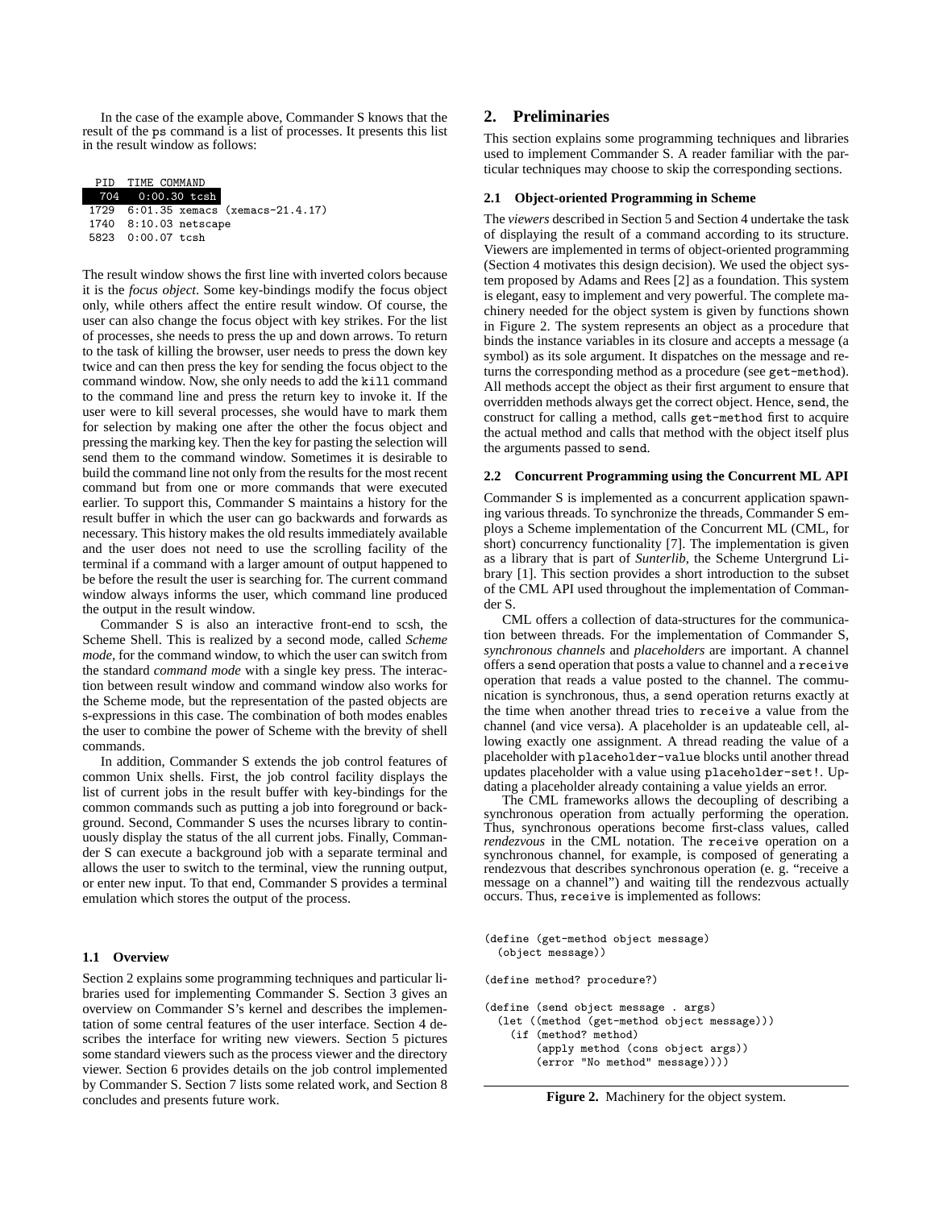In the case of the example above, Commander S knows that the result of the `ps` command is a list of processes. It presents this list in the result window as follows:

```
  PID  TIME COMMAND
  704  0:00.30 tcsh
 1729  6:01.35 xemacs (xemacs-21.4.17)
 1740  8:10.03 netscape
 5823  0:00.07 tcsh
```

The result window shows the first line with inverted colors because it is the *focus object*. Some key-bindings modify the focus object only, while others affect the entire result window. Of course, the user can also change the focus object with key strikes. For the list of processes, she needs to press the up and down arrows. To return to the task of killing the browser, user needs to press the down key twice and can then press the key for sending the focus object to the command window. Now, she only needs to add the `kill` command to the command line and press the return key to invoke it. If the user were to kill several processes, she would have to mark them for selection by making one after the other the focus object and pressing the marking key. Then the key for pasting the selection will send them to the command window. Sometimes it is desirable to build the command line not only from the results for the most recent command but from one or more commands that were executed earlier. To support this, Commander S maintains a history for the result buffer in which the user can go backwards and forwards as necessary. This history makes the old results immediately available and the user does not need to use the scrolling facility of the terminal if a command with a larger amount of output happened to be before the result the user is searching for. The current command window always informs the user, which command line produced the output in the result window.

Commander S is also an interactive front-end to scsh, the Scheme Shell. This is realized by a second mode, called *Scheme mode*, for the command window, to which the user can switch from the standard *command mode* with a single key press. The interaction between result window and command window also works for the Scheme mode, but the representation of the pasted objects are s-expressions in this case. The combination of both modes enables the user to combine the power of Scheme with the brevity of shell commands.

In addition, Commander S extends the job control features of common Unix shells. First, the job control facility displays the list of current jobs in the result buffer with key-bindings for the common commands such as putting a job into foreground or background. Second, Commander S uses the ncurses library to continuously display the status of the all current jobs. Finally, Commander S can execute a background job with a separate terminal and allows the user to switch to the terminal, view the running output, or enter new input. To that end, Commander S provides a terminal emulation which stores the output of the process.

### 1.1 Overview

Section 2 explains some programming techniques and particular libraries used for implementing Commander S. Section 3 gives an overview on Commander S's kernel and describes the implementation of some central features of the user interface. Section 4 describes the interface for writing new viewers. Section 5 pictures some standard viewers such as the process viewer and the directory viewer. Section 6 provides details on the job control implemented by Commander S. Section 7 lists some related work, and Section 8 concludes and presents future work.

## 2. Preliminaries

This section explains some programming techniques and libraries used to implement Commander S. A reader familiar with the particular techniques may choose to skip the corresponding sections.

### 2.1 Object-oriented Programming in Scheme

The *viewers* described in Section 5 and Section 4 undertake the task of displaying the result of a command according to its structure. Viewers are implemented in terms of object-oriented programming (Section 4 motivates this design decision). We used the object system proposed by Adams and Rees [2] as a foundation. This system is elegant, easy to implement and very powerful. The complete machinery needed for the object system is given by functions shown in Figure 2. The system represents an object as a procedure that binds the instance variables in its closure and accepts a message (a symbol) as its sole argument. It dispatches on the message and returns the corresponding method as a procedure (see `get-method`). All methods accept the object as their first argument to ensure that overridden methods always get the correct object. Hence, `send`, the construct for calling a method, calls `get-method` first to acquire the actual method and calls that method with the object itself plus the arguments passed to `send`.

### 2.2 Concurrent Programming using the Concurrent ML API

Commander S is implemented as a concurrent application spawning various threads. To synchronize the threads, Commander S employs a Scheme implementation of the Concurrent ML (CML, for short) concurrency functionality [7]. The implementation is given as a library that is part of *Sunterlib*, the Scheme Untergrund Library [1]. This section provides a short introduction to the subset of the CML API used throughout the implementation of Commander S.

CML offers a collection of data-structures for the communication between threads. For the implementation of Commander S, *synchronous channels* and *placeholders* are important. A channel offers a `send` operation that posts a value to channel and a `receive` operation that reads a value posted to the channel. The communication is synchronous, thus, a `send` operation returns exactly at the time when another thread tries to `receive` a value from the channel (and vice versa). A placeholder is an updateable cell, allowing exactly one assignment. A thread reading the value of a placeholder with `placeholder-value` blocks until another thread updates placeholder with a value using `placeholder-set!`. Updating a placeholder already containing a value yields an error.

The CML frameworks allows the decoupling of describing a synchronous operation from actually performing the operation. Thus, synchronous operations become first-class values, called *rendezvous* in the CML notation. The `receive` operation on a synchronous channel, for example, is composed of generating a rendezvous that describes synchronous operation (e. g. "receive a message on a channel") and waiting till the rendezvous actually occurs. Thus, `receive` is implemented as follows:

```
(define (get-method object message)
  (object message))

(define method? procedure?)

(define (send object message . args)
  (let ((method (get-method object message)))
    (if (method? method)
        (apply method (cons object args))
        (error "No method" message))))
```

**Figure 2.** Machinery for the object system.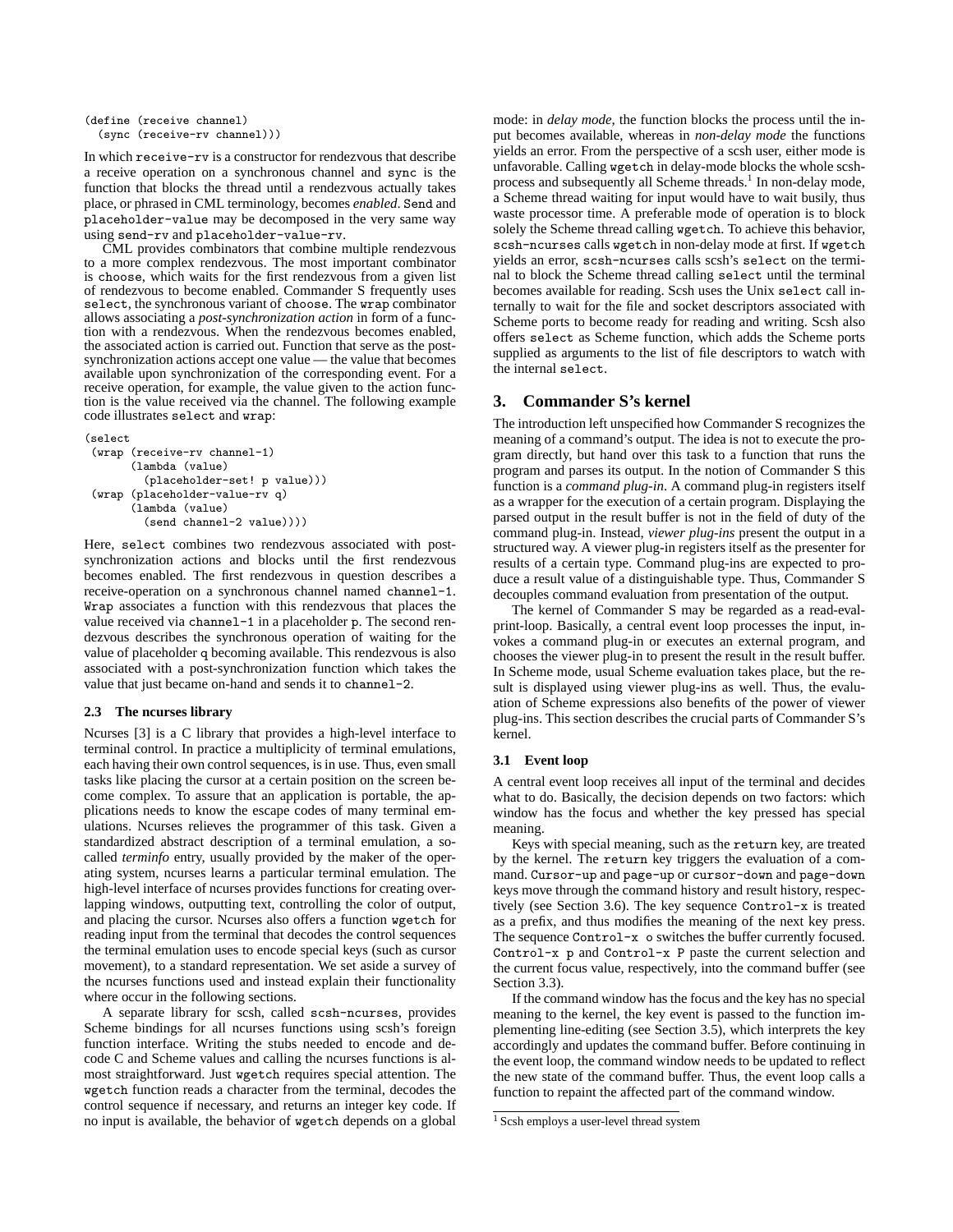```
(define (receive channel)
  (sync (receive-rv channel)))
```

In which `receive-rv` is a constructor for rendezvous that describe a receive operation on a synchronous channel and `sync` is the function that blocks the thread until a rendezvous actually takes place, or phrased in CML terminology, becomes *enabled*. `Send` and `placeholder-value` may be decomposed in the very same way using `send-rv` and `placeholder-value-rv`.

CML provides combinators that combine multiple rendezvous to a more complex rendezvous. The most important combinator is `choose`, which waits for the first rendezvous from a given list of rendezvous to become enabled. Commander S frequently uses `select`, the synchronous variant of `choose`. The `wrap` combinator allows associating a *post-synchronization action* in form of a function with a rendezvous. When the rendezvous becomes enabled, the associated action is carried out. Function that serve as the post-synchronization actions accept one value — the value that becomes available upon synchronization of the corresponding event. For a receive operation, for example, the value given to the action function is the value received via the channel. The following example code illustrates `select` and `wrap`:

```
(select
 (wrap (receive-rv channel-1)
       (lambda (value)
         (placeholder-set! p value)))
 (wrap (placeholder-value-rv q)
       (lambda (value)
         (send channel-2 value))))
```

Here, `select` combines two rendezvous associated with post-synchronization actions and blocks until the first rendezvous becomes enabled. The first rendezvous in question describes a receive-operation on a synchronous channel named `channel-1`. `Wrap` associates a function with this rendezvous that places the value received via `channel-1` in a placeholder `p`. The second rendezvous describes the synchronous operation of waiting for the value of placeholder `q` becoming available. This rendezvous is also associated with a post-synchronization function which takes the value that just became on-hand and sends it to `channel-2`.

### 2.3 The ncurses library

Ncurses [3] is a C library that provides a high-level interface to terminal control. In practice a multiplicity of terminal emulations, each having their own control sequences, is in use. Thus, even small tasks like placing the cursor at a certain position on the screen become complex. To assure that an application is portable, the applications needs to know the escape codes of many terminal emulations. Ncurses relieves the programmer of this task. Given a standardized abstract description of a terminal emulation, a so-called *terminfo* entry, usually provided by the maker of the operating system, ncurses learns a particular terminal emulation. The high-level interface of ncurses provides functions for creating overlapping windows, outputting text, controlling the color of output, and placing the cursor. Ncurses also offers a function `wgetch` for reading input from the terminal that decodes the control sequences the terminal emulation uses to encode special keys (such as cursor movement), to a standard representation. We set aside a survey of the ncurses functions used and instead explain their functionality where occur in the following sections.

A separate library for scsh, called `scsh-ncurses`, provides Scheme bindings for all ncurses functions using scsh's foreign function interface. Writing the stubs needed to encode and decode C and Scheme values and calling the ncurses functions is almost straightforward. Just `wgetch` requires special attention. The `wgetch` function reads a character from the terminal, decodes the control sequence if necessary, and returns an integer key code. If no input is available, the behavior of `wgetch` depends on a global mode: in *delay mode*, the function blocks the process until the input becomes available, whereas in *non-delay mode* the functions yields an error. From the perspective of a scsh user, either mode is unfavorable. Calling `wgetch` in delay-mode blocks the whole scsh-process and subsequently all Scheme threads.[1] In non-delay mode, a Scheme thread waiting for input would have to wait busily, thus waste processor time. A preferable mode of operation is to block solely the Scheme thread calling `wgetch`. To achieve this behavior, `scsh-ncurses` calls `wgetch` in non-delay mode at first. If `wgetch` yields an error, `scsh-ncurses` calls scsh's `select` on the terminal to block the Scheme thread calling `select` until the terminal becomes available for reading. Scsh uses the Unix `select` call internally to wait for the file and socket descriptors associated with Scheme ports to become ready for reading and writing. Scsh also offers `select` as Scheme function, which adds the Scheme ports supplied as arguments to the list of file descriptors to watch with the internal `select`.

## 3. Commander S's kernel

The introduction left unspecified how Commander S recognizes the meaning of a command's output. The idea is not to execute the program directly, but hand over this task to a function that runs the program and parses its output. In the notion of Commander S this function is a *command plug-in*. A command plug-in registers itself as a wrapper for the execution of a certain program. Displaying the parsed output in the result buffer is not in the field of duty of the command plug-in. Instead, *viewer plug-ins* present the output in a structured way. A viewer plug-in registers itself as the presenter for results of a certain type. Command plug-ins are expected to produce a result value of a distinguishable type. Thus, Commander S decouples command evaluation from presentation of the output.

The kernel of Commander S may be regarded as a read-eval-print-loop. Basically, a central event loop processes the input, invokes a command plug-in or executes an external program, and chooses the viewer plug-in to present the result in the result buffer. In Scheme mode, usual Scheme evaluation takes place, but the result is displayed using viewer plug-ins as well. Thus, the evaluation of Scheme expressions also benefits of the power of viewer plug-ins. This section describes the crucial parts of Commander S's kernel.

### 3.1 Event loop

A central event loop receives all input of the terminal and decides what to do. Basically, the decision depends on two factors: which window has the focus and whether the key pressed has special meaning.

Keys with special meaning, such as the `return` key, are treated by the kernel. The `return` key triggers the evaluation of a command. `Cursor-up` and `page-up` or `cursor-down` and `page-down` keys move through the command history and result history, respectively (see Section 3.6). The key sequence `Control-x` is treated as a prefix, and thus modifies the meaning of the next key press. The sequence `Control-x o` switches the buffer currently focused. `Control-x p` and `Control-x P` paste the current selection and the current focus value, respectively, into the command buffer (see Section 3.3).

If the command window has the focus and the key has no special meaning to the kernel, the key event is passed to the function implementing line-editing (see Section 3.5), which interprets the key accordingly and updates the command buffer. Before continuing in the event loop, the command window needs to be updated to reflect the new state of the command buffer. Thus, the event loop calls a function to repaint the affected part of the command window.

[1] Scsh employs a user-level thread system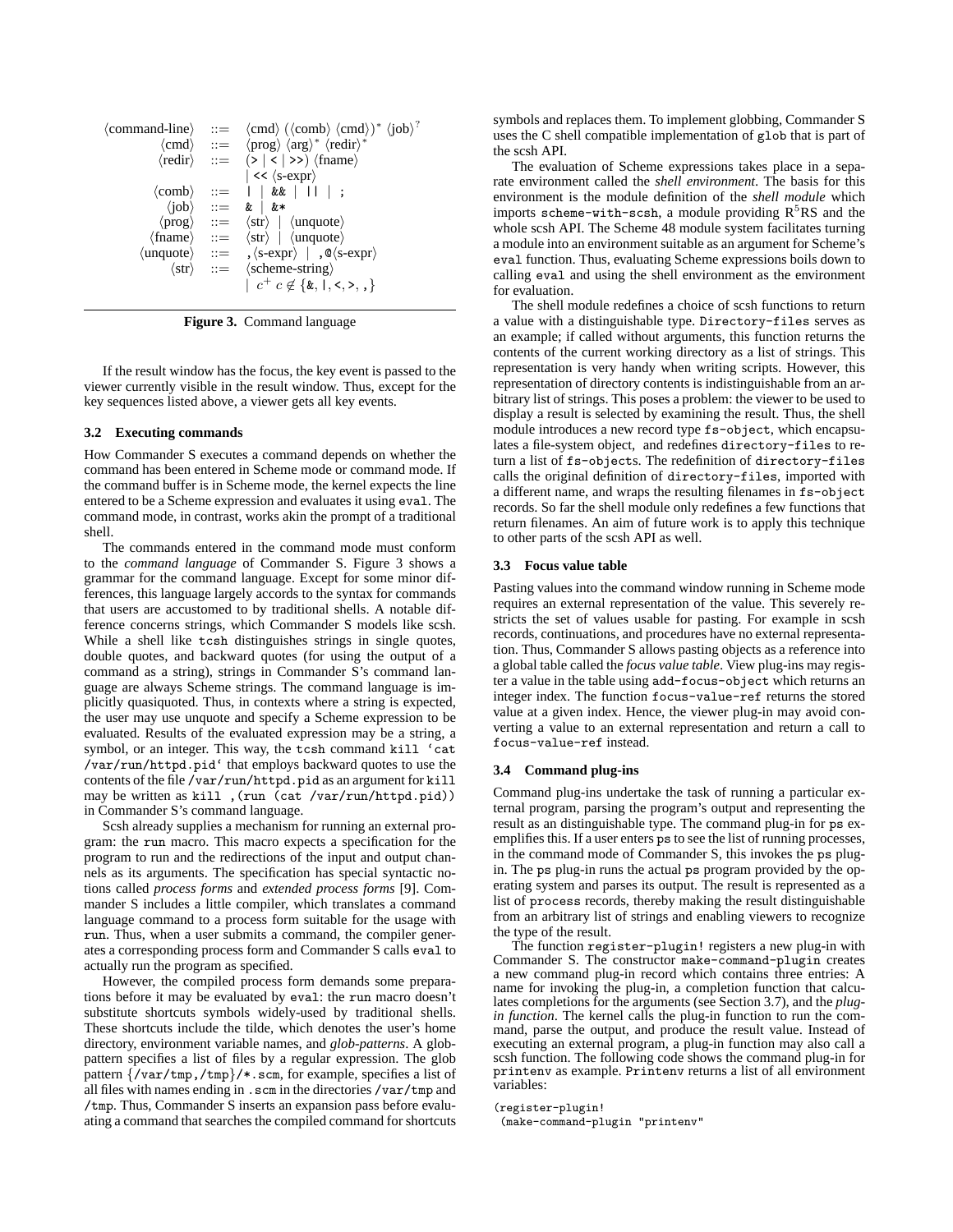```
⟨command-line⟩ ::= ⟨cmd⟩ (⟨comb⟩ ⟨cmd⟩)* ⟨job⟩?
        ⟨cmd⟩ ::= ⟨prog⟩ ⟨arg⟩* ⟨redir⟩*
      ⟨redir⟩ ::= (> | < | >>) ⟨fname⟩
                | << ⟨s-expr⟩
       ⟨comb⟩ ::= | | && | || | ;
        ⟨job⟩ ::= & | &*
       ⟨prog⟩ ::= ⟨str⟩ | ⟨unquote⟩
      ⟨fname⟩ ::= ⟨str⟩ | ⟨unquote⟩
    ⟨unquote⟩ ::= ,⟨s-expr⟩ | ,@⟨s-expr⟩
        ⟨str⟩ ::= ⟨scheme-string⟩
                | c+ c ∉ {&, |, <, >, ,}
```

**Figure 3.** Command language

If the result window has the focus, the key event is passed to the viewer currently visible in the result window. Thus, except for the key sequences listed above, a viewer gets all key events.

### 3.2 Executing commands

How Commander S executes a command depends on whether the command has been entered in Scheme mode or command mode. If the command buffer is in Scheme mode, the kernel expects the line entered to be a Scheme expression and evaluates it using `eval`. The command mode, in contrast, works akin the prompt of a traditional shell.

The commands entered in the command mode must conform to the *command language* of Commander S. Figure 3 shows a grammar for the command language. Except for some minor differences, this language largely accords to the syntax for commands that users are accustomed to by traditional shells. A notable difference concerns strings, which Commander S models like scsh. While a shell like `tcsh` distinguishes strings in single quotes, double quotes, and backward quotes (for using the output of a command as a string), strings in Commander S's command language are always Scheme strings. The command language is implicitly quasiquoted. Thus, in contexts where a string is expected, the user may use unquote and specify a Scheme expression to be evaluated. Results of the evaluated expression may be a string, a symbol, or an integer. This way, the `tcsh` command `kill ‘cat /var/run/httpd.pid‘` that employs backward quotes to use the contents of the file `/var/run/httpd.pid` as an argument for `kill` may be written as `kill ,(run (cat /var/run/httpd.pid))` in Commander S's command language.

Scsh already supplies a mechanism for running an external program: the `run` macro. This macro expects a specification for the program to run and the redirections of the input and output channels as its arguments. The specification has special syntactic notions called *process forms* and *extended process forms* [9]. Commander S includes a little compiler, which translates a command language command to a process form suitable for the usage with `run`. Thus, when a user submits a command, the compiler generates a corresponding process form and Commander S calls `eval` to actually run the program as specified.

However, the compiled process form demands some preparations before it may be evaluated by `eval`: the `run` macro doesn't substitute shortcuts symbols widely-used by traditional shells. These shortcuts include the tilde, which denotes the user's home directory, environment variable names, and *glob-patterns*. A glob-pattern specifies a list of files by a regular expression. The glob pattern `{/var/tmp,/tmp}/*.scm`, for example, specifies a list of all files with names ending in `.scm` in the directories `/var/tmp` and `/tmp`. Thus, Commander S inserts an expansion pass before evaluating a command that searches the compiled command for shortcuts symbols and replaces them. To implement globbing, Commander S uses the C shell compatible implementation of `glob` that is part of the scsh API.

The evaluation of Scheme expressions takes place in a separate environment called the *shell environment*. The basis for this environment is the module definition of the *shell module* which imports `scheme-with-scsh`, a module providing R[5]RS and the whole scsh API. The Scheme 48 module system facilitates turning a module into an environment suitable as an argument for Scheme's `eval` function. Thus, evaluating Scheme expressions boils down to calling `eval` and using the shell environment as the environment for evaluation.

The shell module redefines a choice of scsh functions to return a value with a distinguishable type. `Directory-files` serves as an example; if called without arguments, this function returns the contents of the current working directory as a list of strings. This representation is very handy when writing scripts. However, this representation of directory contents is indistinguishable from an arbitrary list of strings. This poses a problem: the viewer to be used to display a result is selected by examining the result. Thus, the shell module introduces a new record type `fs-object`, which encapsulates a file-system object, and redefines `directory-files` to return a list of `fs-objects`. The redefinition of `directory-files` calls the original definition of `directory-files`, imported with a different name, and wraps the resulting filenames in `fs-object` records. So far the shell module only redefines a few functions that return filenames. An aim of future work is to apply this technique to other parts of the scsh API as well.

### 3.3 Focus value table

Pasting values into the command window running in Scheme mode requires an external representation of the value. This severely restricts the set of values usable for pasting. For example in scsh records, continuations, and procedures have no external representation. Thus, Commander S allows pasting objects as a reference into a global table called the *focus value table*. View plug-ins may register a value in the table using `add-focus-object` which returns an integer index. The function `focus-value-ref` returns the stored value at a given index. Hence, the viewer plug-in may avoid converting a value to an external representation and return a call to `focus-value-ref` instead.

### 3.4 Command plug-ins

Command plug-ins undertake the task of running a particular external program, parsing the program's output and representing the result as an distinguishable type. The command plug-in for `ps` exemplifies this. If a user enters `ps` to see the list of running processes, in the command mode of Commander S, this invokes the `ps` plug-in. The `ps` plug-in runs the actual `ps` program provided by the operating system and parses its output. The result is represented as a list of `process` records, thereby making the result distinguishable from an arbitrary list of strings and enabling viewers to recognize the type of the result.

The function `register-plugin!` registers a new plug-in with Commander S. The constructor `make-command-plugin` creates a new command plug-in record which contains three entries: A name for invoking the plug-in, a completion function that calculates completions for the arguments (see Section 3.7), and the *plug-in function*. The kernel calls the plug-in function to run the command, parse the output, and produce the result value. Instead of executing an external program, a plug-in function may also call a scsh function. The following code shows the command plug-in for `printenv` as example. `Printenv` returns a list of all environment variables:

```
(register-plugin!
 (make-command-plugin "printenv"
```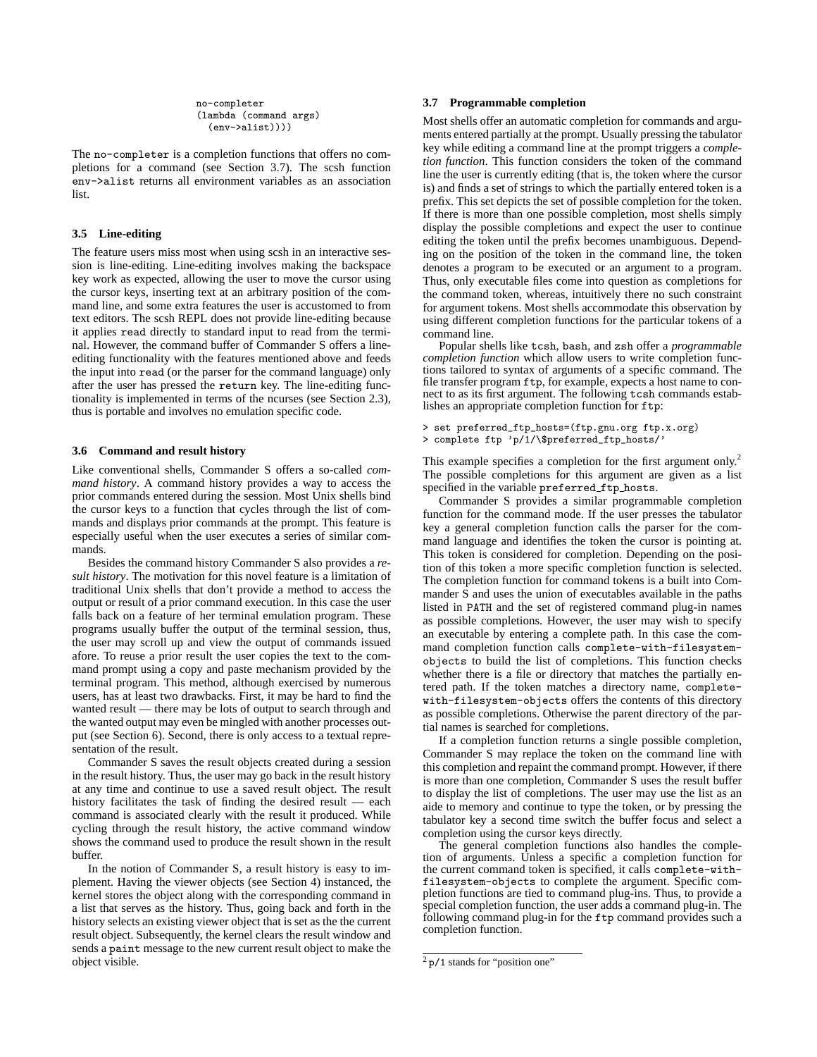```
no-completer
(lambda (command args)
  (env->alist))))
```

The `no-completer` is a completion functions that offers no completions for a command (see Section 3.7). The scsh function `env->alist` returns all environment variables as an association list.

### 3.5 Line-editing

The feature users miss most when using scsh in an interactive session is line-editing. Line-editing involves making the backspace key work as expected, allowing the user to move the cursor using the cursor keys, inserting text at an arbitrary position of the command line, and some extra features the user is accustomed to from text editors. The scsh REPL does not provide line-editing because it applies `read` directly to standard input to read from the terminal. However, the command buffer of Commander S offers a line-editing functionality with the features mentioned above and feeds the input into `read` (or the parser for the command language) only after the user has pressed the `return` key. The line-editing functionality is implemented in terms of the ncurses (see Section 2.3), thus is portable and involves no emulation specific code.

### 3.6 Command and result history

Like conventional shells, Commander S offers a so-called *command history*. A command history provides a way to access the prior commands entered during the session. Most Unix shells bind the cursor keys to a function that cycles through the list of commands and displays prior commands at the prompt. This feature is especially useful when the user executes a series of similar commands.

Besides the command history Commander S also provides a *result history*. The motivation for this novel feature is a limitation of traditional Unix shells that don't provide a method to access the output or result of a prior command execution. In this case the user falls back on a feature of her terminal emulation program. These programs usually buffer the output of the terminal session, thus, the user may scroll up and view the output of commands issued afore. To reuse a prior result the user copies the text to the command prompt using a copy and paste mechanism provided by the terminal program. This method, although exercised by numerous users, has at least two drawbacks. First, it may be hard to find the wanted result — there may be lots of output to search through and the wanted output may even be mingled with another processes output (see Section 6). Second, there is only access to a textual representation of the result.

Commander S saves the result objects created during a session in the result history. Thus, the user may go back in the result history at any time and continue to use a saved result object. The result history facilitates the task of finding the desired result — each command is associated clearly with the result it produced. While cycling through the result history, the active command window shows the command used to produce the result shown in the result buffer.

In the notion of Commander S, a result history is easy to implement. Having the viewer objects (see Section 4) instanced, the kernel stores the object along with the corresponding command in a list that serves as the history. Thus, going back and forth in the history selects an existing viewer object that is set as the the current result object. Subsequently, the kernel clears the result window and sends a `paint` message to the new current result object to make the object visible.

### 3.7 Programmable completion

Most shells offer an automatic completion for commands and arguments entered partially at the prompt. Usually pressing the tabulator key while editing a command line at the prompt triggers a *completion function*. This function considers the token of the command line the user is currently editing (that is, the token where the cursor is) and finds a set of strings to which the partially entered token is a prefix. This set depicts the set of possible completion for the token. If there is more than one possible completion, most shells simply display the possible completions and expect the user to continue editing the token until the prefix becomes unambiguous. Depending on the position of the token in the command line, the token denotes a program to be executed or an argument to a program. Thus, only executable files come into question as completions for the command token, whereas, intuitively there no such constraint for argument tokens. Most shells accommodate this observation by using different completion functions for the particular tokens of a command line.

Popular shells like `tcsh`, `bash`, and `zsh` offer a *programmable completion function* which allow users to write completion functions tailored to syntax of arguments of a specific command. The file transfer program `ftp`, for example, expects a host name to connect to as its first argument. The following `tcsh` commands establishes an appropriate completion function for `ftp`:

```
> set preferred_ftp_hosts=(ftp.gnu.org ftp.x.org)
> complete ftp 'p/1/\$preferred_ftp_hosts/'
```

This example specifies a completion for the first argument only.[2] The possible completions for this argument are given as a list specified in the variable `preferred_ftp_hosts`.

Commander S provides a similar programmable completion function for the command mode. If the user presses the tabulator key a general completion function calls the parser for the command language and identifies the token the cursor is pointing at. This token is considered for completion. Depending on the position of this token a more specific completion function is selected. The completion function for command tokens is a built into Commander S and uses the union of executables available in the paths listed in `PATH` and the set of registered command plug-in names as possible completions. However, the user may wish to specify an executable by entering a complete path. In this case the command completion function calls `complete-with-filesystem-objects` to build the list of completions. This function checks whether there is a file or directory that matches the partially entered path. If the token matches a directory name, `complete-with-filesystem-objects` offers the contents of this directory as possible completions. Otherwise the parent directory of the partial names is searched for completions.

If a completion function returns a single possible completion, Commander S may replace the token on the command line with this completion and repaint the command prompt. However, if there is more than one completion, Commander S uses the result buffer to display the list of completions. The user may use the list as an aide to memory and continue to type the token, or by pressing the tabulator key a second time switch the buffer focus and select a completion using the cursor keys directly.

The general completion functions also handles the completion of arguments. Unless a specific a completion function for the current command token is specified, it calls `complete-with-filesystem-objects` to complete the argument. Specific completion functions are tied to command plug-ins. Thus, to provide a special completion function, the user adds a command plug-in. The following command plug-in for the `ftp` command provides such a completion function.

[2] `p/1` stands for "position one"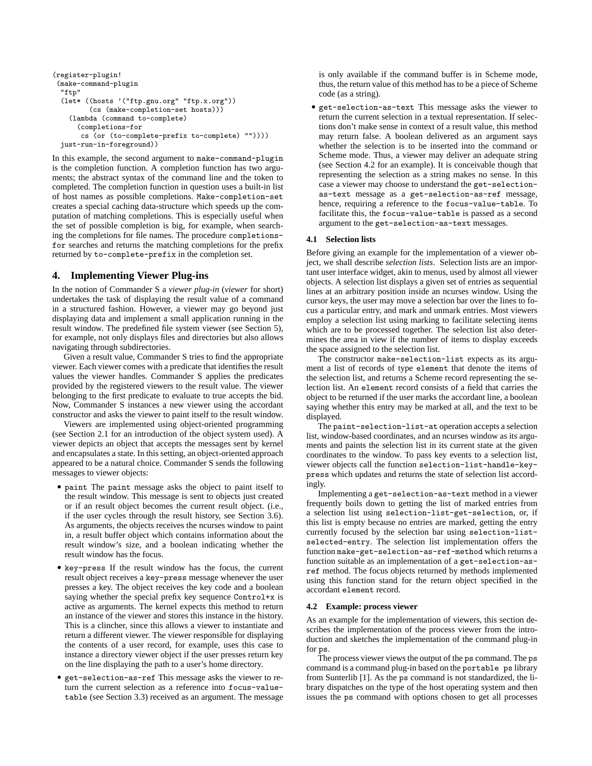```
(register-plugin!
 (make-command-plugin
  "ftp"
  (let* ((hosts '("ftp.gnu.org" "ftp.x.org"))
         (cs (make-completion-set hosts)))
    (lambda (command to-complete)
      (completions-for
       cs (or (to-complete-prefix to-complete) ""))))
  just-run-in-foreground))
```

In this example, the second argument to `make-command-plugin` is the completion function. A completion function has two arguments; the abstract syntax of the command line and the token to completed. The completion function in question uses a built-in list of host names as possible completions. `Make-completion-set` creates a special caching data-structure which speeds up the computation of matching completions. This is especially useful when the set of possible completion is big, for example, when searching the completions for file names. The procedure `completions-for` searches and returns the matching completions for the prefix returned by `to-complete-prefix` in the completion set.

## 4. Implementing Viewer Plug-ins

In the notion of Commander S a *viewer plug-in* (*viewer* for short) undertakes the task of displaying the result value of a command in a structured fashion. However, a viewer may go beyond just displaying data and implement a small application running in the result window. The predefined file system viewer (see Section 5), for example, not only displays files and directories but also allows navigating through subdirectories.

Given a result value, Commander S tries to find the appropriate viewer. Each viewer comes with a predicate that identifies the result values the viewer handles. Commander S applies the predicates provided by the registered viewers to the result value. The viewer belonging to the first predicate to evaluate to true accepts the bid. Now, Commander S instances a new viewer using the accordant constructor and asks the viewer to paint itself to the result window.

Viewers are implemented using object-oriented programming (see Section 2.1 for an introduction of the object system used). A viewer depicts an object that accepts the messages sent by kernel and encapsulates a state. In this setting, an object-oriented approach appeared to be a natural choice. Commander S sends the following messages to viewer objects:

- `paint` The `paint` message asks the object to paint itself to the result window. This message is sent to objects just created or if an result object becomes the current result object. (i.e., if the user cycles through the result history, see Section 3.6). As arguments, the objects receives the ncurses window to paint in, a result buffer object which contains information about the result window's size, and a boolean indicating whether the result window has the focus.
- `key-press` If the result window has the focus, the current result object receives a `key-press` message whenever the user presses a key. The object receives the key code and a boolean saying whether the special prefix key sequence `Control+x` is active as arguments. The kernel expects this method to return an instance of the viewer and stores this instance in the history. This is a clincher, since this allows a viewer to instantiate and return a different viewer. The viewer responsible for displaying the contents of a user record, for example, uses this case to instance a directory viewer object if the user presses return key on the line displaying the path to a user's home directory.
- `get-selection-as-ref` This message asks the viewer to return the current selection as a reference into `focus-value-table` (see Section 3.3) received as an argument. The message is only available if the command buffer is in Scheme mode, thus, the return value of this method has to be a piece of Scheme code (as a string).
- `get-selection-as-text` This message asks the viewer to return the current selection in a textual representation. If selections don't make sense in context of a result value, this method may return false. A boolean delivered as an argument says whether the selection is to be inserted into the command or Scheme mode. Thus, a viewer may deliver an adequate string (see Section 4.2 for an example). It is conceivable though that representing the selection as a string makes no sense. In this case a viewer may choose to understand the `get-selection-as-text` message as a `get-selection-as-ref` message, hence, requiring a reference to the `focus-value-table`. To facilitate this, the `focus-value-table` is passed as a second argument to the `get-selection-as-text` messages.

### 4.1 Selection lists

Before giving an example for the implementation of a viewer object, we shall describe *selection lists*. Selection lists are an important user interface widget, akin to menus, used by almost all viewer objects. A selection list displays a given set of entries as sequential lines at an arbitrary position inside an ncurses window. Using the cursor keys, the user may move a selection bar over the lines to focus a particular entry, and mark and unmark entries. Most viewers employ a selection list using marking to facilitate selecting items which are to be processed together. The selection list also determines the area in view if the number of items to display exceeds the space assigned to the selection list.

The constructor `make-selection-list` expects as its argument a list of records of type `element` that denote the items of the selection list, and returns a Scheme record representing the selection list. An `element` record consists of a field that carries the object to be returned if the user marks the accordant line, a boolean saying whether this entry may be marked at all, and the text to be displayed.

The `paint-selection-list-at` operation accepts a selection list, window-based coordinates, and an ncurses window as its arguments and paints the selection list in its current state at the given coordinates to the window. To pass key events to a selection list, viewer objects call the function `selection-list-handle-key-press` which updates and returns the state of selection list accordingly.

Implementing a `get-selection-as-text` method in a viewer frequently boils down to getting the list of marked entries from a selection list using `selection-list-get-selection`, or, if this list is empty because no entries are marked, getting the entry currently focused by the selection bar using `selection-list-selected-entry`. The selection list implementation offers the function `make-get-selection-as-ref-method` which returns a function suitable as an implementation of a `get-selection-as-ref` method. The focus objects returned by methods implemented using this function stand for the return object specified in the accordant `element` record.

### 4.2 Example: process viewer

As an example for the implementation of viewers, this section describes the implementation of the process viewer from the introduction and sketches the implementation of the command plug-in for `ps`.

The process viewer views the output of the `ps` command. The `ps` command is a command plug-in based on the `portable ps` library from Sunterlib [1]. As the `ps` command is not standardized, the library dispatches on the type of the host operating system and then issues the `ps` command with options chosen to get all processes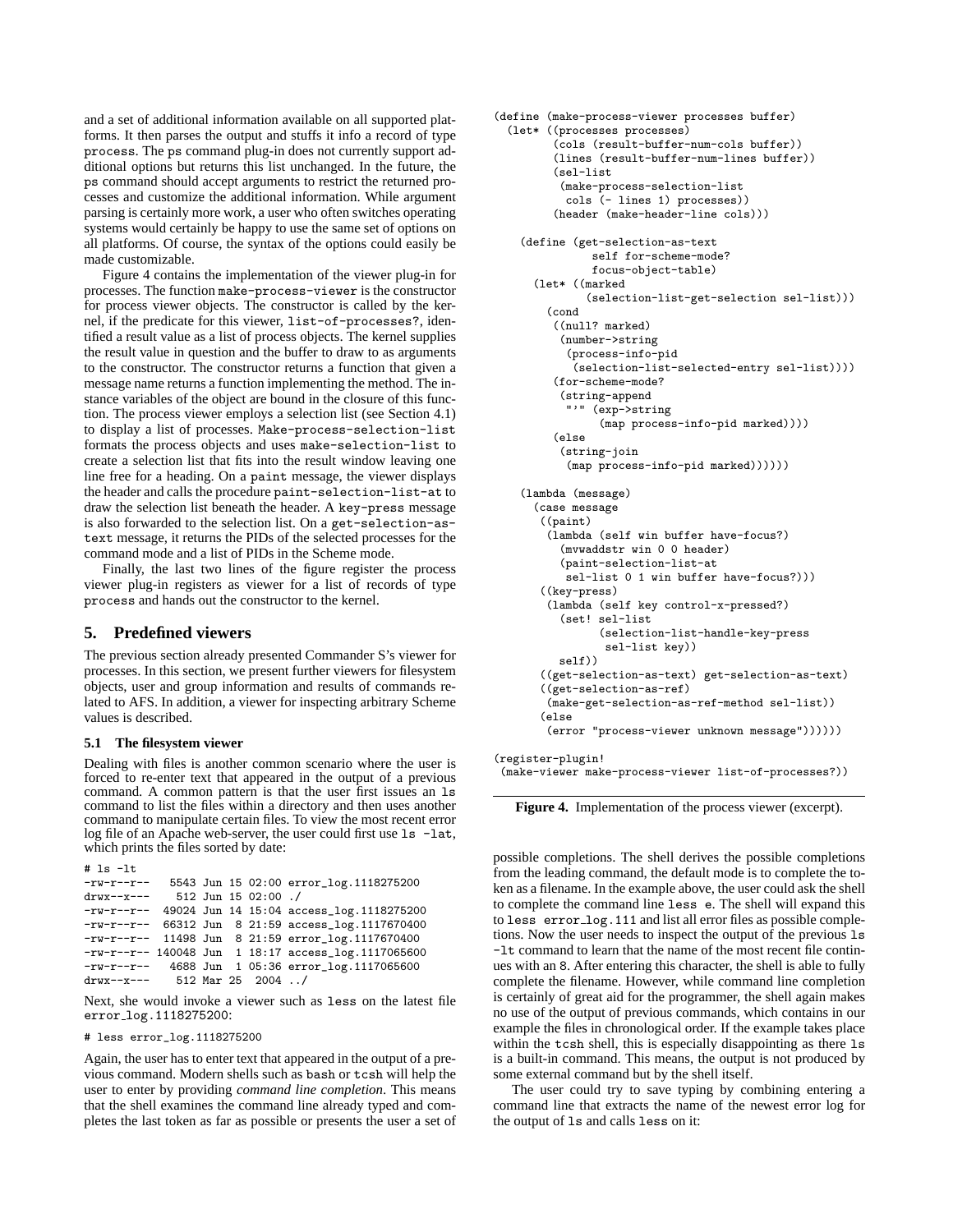and a set of additional information available on all supported platforms. It then parses the output and stuffs it info a record of type `process`. The `ps` command plug-in does not currently support additional options but returns this list unchanged. In the future, the `ps` command should accept arguments to restrict the returned processes and customize the additional information. While argument parsing is certainly more work, a user who often switches operating systems would certainly be happy to use the same set of options on all platforms. Of course, the syntax of the options could easily be made customizable.

Figure 4 contains the implementation of the viewer plug-in for processes. The function `make-process-viewer` is the constructor for process viewer objects. The constructor is called by the kernel, if the predicate for this viewer, `list-of-processes?`, identified a result value as a list of process objects. The kernel supplies the result value in question and the buffer to draw to as arguments to the constructor. The constructor returns a function that given a message name returns a function implementing the method. The instance variables of the object are bound in the closure of this function. The process viewer employs a selection list (see Section 4.1) to display a list of processes. `Make-process-selection-list` formats the process objects and uses `make-selection-list` to create a selection list that fits into the result window leaving one line free for a heading. On a `paint` message, the viewer displays the header and calls the procedure `paint-selection-list-at` to draw the selection list beneath the header. A `key-press` message is also forwarded to the selection list. On a `get-selection-as-text` message, it returns the PIDs of the selected processes for the command mode and a list of PIDs in the Scheme mode.

Finally, the last two lines of the figure register the process viewer plug-in registers as viewer for a list of records of type `process` and hands out the constructor to the kernel.

```
(define (make-process-viewer processes buffer)
  (let* ((processes processes)
         (cols (result-buffer-num-cols buffer))
         (lines (result-buffer-num-lines buffer))
         (sel-list
          (make-process-selection-list
           cols (- lines 1) processes))
         (header (make-header-line cols)))

    (define (get-selection-as-text
              self for-scheme-mode?
              focus-object-table)
      (let* ((marked
              (selection-list-get-selection sel-list)))
        (cond
         ((null? marked)
          (number->string
           (process-info-pid
            (selection-list-selected-entry sel-list))))
         (for-scheme-mode?
          (string-append
           "'" (exp->string
                (map process-info-pid marked))))
         (else
          (string-join
           (map process-info-pid marked))))))

    (lambda (message)
      (case message
        ((paint)
         (lambda (self win buffer have-focus?)
           (mvwaddstr win 0 0 header)
           (paint-selection-list-at
            sel-list 0 1 win buffer have-focus?)))
        ((key-press)
         (lambda (self key control-x-pressed?)
           (set! sel-list
                 (selection-list-handle-key-press
                  sel-list key))
          self))
        ((get-selection-as-text) get-selection-as-text)
        ((get-selection-as-ref)
         (make-get-selection-as-ref-method sel-list))
        (else
         (error "process-viewer unknown message"))))))

(register-plugin!
 (make-viewer make-process-viewer list-of-processes?))
```

**Figure 4.** Implementation of the process viewer (excerpt).

## 5. Predefined viewers

The previous section already presented Commander S's viewer for processes. In this section, we present further viewers for filesystem objects, user and group information and results of commands related to AFS. In addition, a viewer for inspecting arbitrary Scheme values is described.

### 5.1 The filesystem viewer

Dealing with files is another common scenario where the user is forced to re-enter text that appeared in the output of a previous command. A common pattern is that the user first issues an `ls` command to list the files within a directory and then uses another command to manipulate certain files. To view the most recent error log file of an Apache web-server, the user could first use `ls -lat`, which prints the files sorted by date:

```
# ls -lt
-rw-r--r--   5543 Jun 15 02:00 error_log.1118275200
drwx--x---    512 Jun 15 02:00 ./
-rw-r--r--  49024 Jun 14 15:04 access_log.1118275200
-rw-r--r--  66312 Jun  8 21:59 access_log.1117670400
-rw-r--r--  11498 Jun  8 21:59 error_log.1117670400
-rw-r--r-- 140048 Jun  1 18:17 access_log.1117065600
-rw-r--r--   4688 Jun  1 05:36 error_log.1117065600
drwx--x---    512 Mar 25  2004 ../
```

Next, she would invoke a viewer such as `less` on the latest file `error_log.1118275200`:

```
# less error_log.1118275200
```

Again, the user has to enter text that appeared in the output of a previous command. Modern shells such as `bash` or `tcsh` will help the user to enter by providing *command line completion*. This means that the shell examines the command line already typed and completes the last token as far as possible or presents the user a set of possible completions. The shell derives the possible completions from the leading command, the default mode is to complete the token as a filename. In the example above, the user could ask the shell to complete the command line `less e`. The shell will expand this to `less error_log.111` and list all error files as possible completions. Now the user needs to inspect the output of the previous `ls -lt` command to learn that the name of the most recent file continues with an `8`. After entering this character, the shell is able to fully complete the filename. However, while command line completion is certainly of great aid for the programmer, the shell again makes no use of the output of previous commands, which contains in our example the files in chronological order. If the example takes place within the `tcsh` shell, this is especially disappointing as there `ls` is a built-in command. This means, the output is not produced by some external command but by the shell itself.

The user could try to save typing by combining entering a command line that extracts the name of the newest error log for the output of `ls` and calls `less` on it: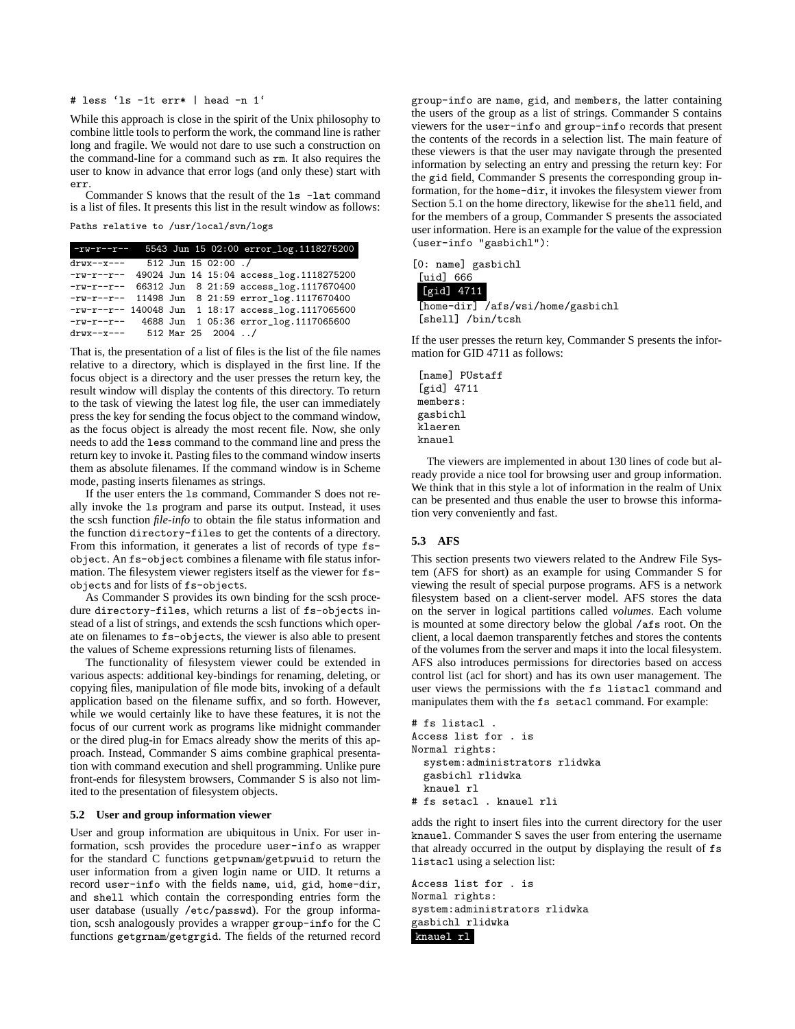```
# less `ls -1t err* | head -n 1`
```

While this approach is close in the spirit of the Unix philosophy to combine little tools to perform the work, the command line is rather long and fragile. We would not dare to use such a construction on the command-line for a command such as `rm`. It also requires the user to know in advance that error logs (and only these) start with `err`.

Commander S knows that the result of the `ls -lat` command is a list of files. It presents this list in the result window as follows:

```
Paths relative to /usr/local/svn/logs

-rw-r--r--   5543 Jun 15 02:00 error_log.1118275200
drwx--x---    512 Jun 15 02:00 ./
-rw-r--r--  49024 Jun 14 15:04 access_log.1118275200
-rw-r--r--  66312 Jun  8 21:59 access_log.1117670400
-rw-r--r--  11498 Jun  8 21:59 error_log.1117670400
-rw-r--r-- 140048 Jun  1 18:17 access_log.1117065600
-rw-r--r--   4688 Jun  1 05:36 error_log.1117065600
drwx--x---    512 Mar 25  2004 ../
```

That is, the presentation of a list of files is the list of the file names relative to a directory, which is displayed in the first line. If the focus object is a directory and the user presses the return key, the result window will display the contents of this directory. To return to the task of viewing the latest log file, the user can immediately press the key for sending the focus object to the command window, as the focus object is already the most recent file. Now, she only needs to add the `less` command to the command line and press the return key to invoke it. Pasting files to the command window inserts them as absolute filenames. If the command window is in Scheme mode, pasting inserts filenames as strings.

If the user enters the `ls` command, Commander S does not really invoke the `ls` program and parse its output. Instead, it uses the scsh function *file-info* to obtain the file status information and the function `directory-files` to get the contents of a directory. From this information, it generates a list of records of type `fs-object`. An `fs-object` combines a filename with file status information. The filesystem viewer registers itself as the viewer for `fs-objects` and for lists of `fs-objects`.

As Commander S provides its own binding for the scsh procedure `directory-files`, which returns a list of `fs-objects` instead of a list of strings, and extends the scsh functions which operate on filenames to `fs-objects`, the viewer is also able to present the values of Scheme expressions returning lists of filenames.

The functionality of filesystem viewer could be extended in various aspects: additional key-bindings for renaming, deleting, or copying files, manipulation of file mode bits, invoking of a default application based on the filename suffix, and so forth. However, while we would certainly like to have these features, it is not the focus of our current work as programs like midnight commander or the dired plug-in for Emacs already show the merits of this approach. Instead, Commander S aims combine graphical presentation with command execution and shell programming. Unlike pure front-ends for filesystem browsers, Commander S is also not limited to the presentation of filesystem objects.

### 5.2 User and group information viewer

User and group information are ubiquitous in Unix. For user information, scsh provides the procedure `user-info` as wrapper for the standard C functions `getpwnam`/`getpwuid` to return the user information from a given login name or UID. It returns a record `user-info` with the fields `name`, `uid`, `gid`, `home-dir`, and `shell` which contain the corresponding entries form the user database (usually `/etc/passwd`). For the group information, scsh analogously provides a wrapper `group-info` for the C functions `getgrnam`/`getgrgid`. The fields of the returned record `group-info` are `name`, `gid`, and `members`, the latter containing the users of the group as a list of strings. Commander S contains viewers for the `user-info` and `group-info` records that present the contents of the records in a selection list. The main feature of these viewers is that the user may navigate through the presented information by selecting an entry and pressing the return key: For the `gid` field, Commander S presents the corresponding group information, for the `home-dir`, it invokes the filesystem viewer from Section 5.1 on the home directory, likewise for the `shell` field, and for the members of a group, Commander S presents the associated user information. Here is an example for the value of the expression `(user-info "gasbichl")`:

```
[0: name] gasbichl
 [uid] 666
 [gid] 4711
 [home-dir] /afs/wsi/home/gasbichl
 [shell] /bin/tcsh
```

If the user presses the return key, Commander S presents the information for GID 4711 as follows:

```
 [name] PUstaff
 [gid] 4711
 members:
 gasbichl
 klaeren
 knauel
```

The viewers are implemented in about 130 lines of code but already provide a nice tool for browsing user and group information. We think that in this style a lot of information in the realm of Unix can be presented and thus enable the user to browse this information very conveniently and fast.

### 5.3 AFS

This section presents two viewers related to the Andrew File System (AFS for short) as an example for using Commander S for viewing the result of special purpose programs. AFS is a network filesystem based on a client-server model. AFS stores the data on the server in logical partitions called *volumes*. Each volume is mounted at some directory below the global `/afs` root. On the client, a local daemon transparently fetches and stores the contents of the volumes from the server and maps it into the local filesystem. AFS also introduces permissions for directories based on access control list (acl for short) and has its own user management. The user views the permissions with the `fs listacl` command and manipulates them with the `fs setacl` command. For example:

```
# fs listacl .
Access list for . is
Normal rights:
  system:administrators rlidwka
  gasbichl rlidwka
  knauel rl
# fs setacl . knauel rli
```

adds the right to insert files into the current directory for the user `knauel`. Commander S saves the user from entering the username that already occurred in the output by displaying the result of `fs listacl` using a selection list:

```
Access list for . is
Normal rights:
system:administrators rlidwka
gasbichl rlidwka
knauel rl
```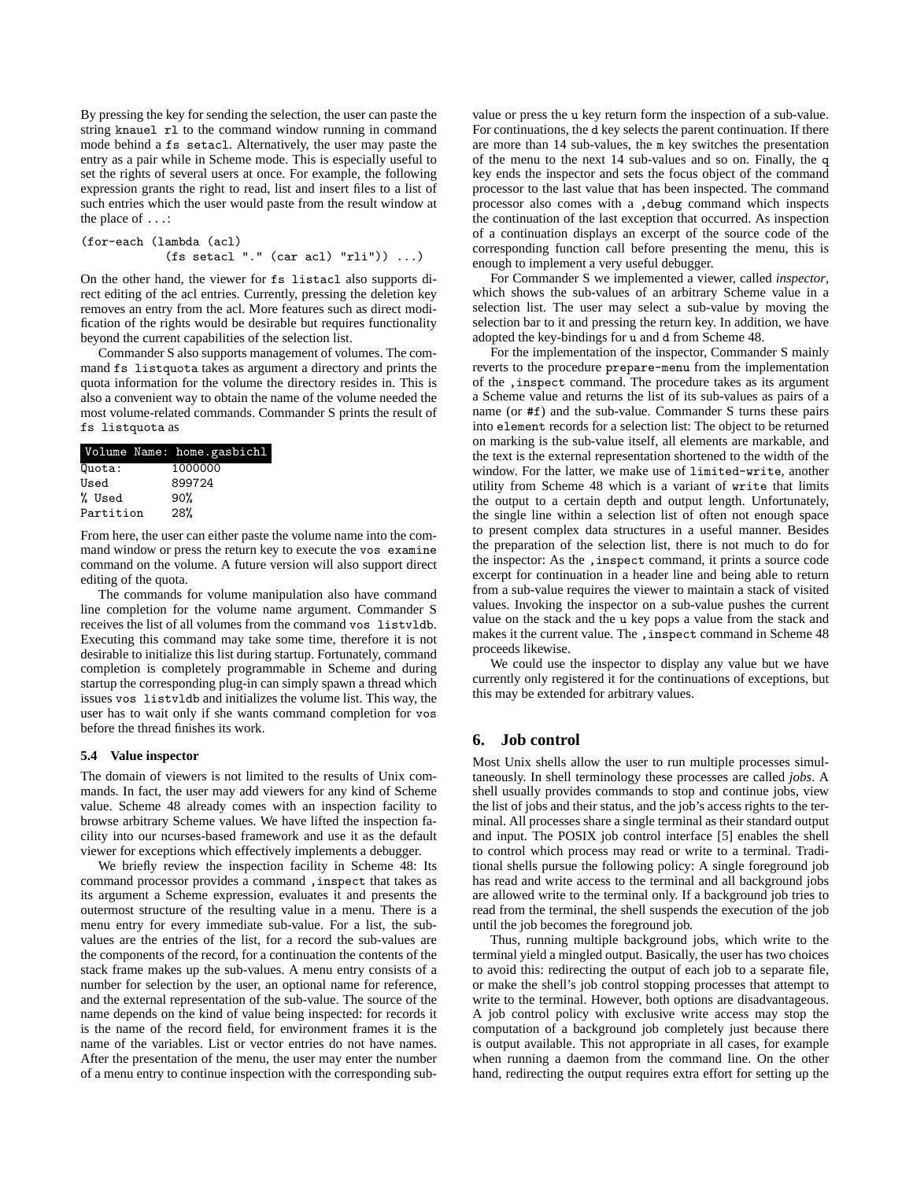By pressing the key for sending the selection, the user can paste the string `knauel rl` to the command window running in command mode behind a `fs setacl`. Alternatively, the user may paste the entry as a pair while in Scheme mode. This is especially useful to set the rights of several users at once. For example, the following expression grants the right to read, list and insert files to a list of such entries which the user would paste from the result window at the place of `...`:

```
(for-each (lambda (acl)
            (fs setacl "." (car acl) "rli")) ...)
```

On the other hand, the viewer for `fs listacl` also supports direct editing of the acl entries. Currently, pressing the deletion key removes an entry from the acl. More features such as direct modification of the rights would be desirable but requires functionality beyond the current capabilities of the selection list.

Commander S also supports management of volumes. The command `fs listquota` takes as argument a directory and prints the quota information for the volume the directory resides in. This is also a convenient way to obtain the name of the volume needed the most volume-related commands. Commander S prints the result of `fs listquota` as

```
Volume Name: home.gasbichl
Quota:       1000000
Used         899724
% Used       90%
Partition    28%
```

From here, the user can either paste the volume name into the command window or press the return key to execute the `vos examine` command on the volume. A future version will also support direct editing of the quota.

The commands for volume manipulation also have command line completion for the volume name argument. Commander S receives the list of all volumes from the command `vos listvldb`. Executing this command may take some time, therefore it is not desirable to initialize this list during startup. Fortunately, command completion is completely programmable in Scheme and during startup the corresponding plug-in can simply spawn a thread which issues `vos listvldb` and initializes the volume list. This way, the user has to wait only if she wants command completion for `vos` before the thread finishes its work.

### 5.4 Value inspector

The domain of viewers is not limited to the results of Unix commands. In fact, the user may add viewers for any kind of Scheme value. Scheme 48 already comes with an inspection facility to browse arbitrary Scheme values. We have lifted the inspection facility into our ncurses-based framework and use it as the default viewer for exceptions which effectively implements a debugger.

We briefly review the inspection facility in Scheme 48: Its command processor provides a command `,inspect` that takes as its argument a Scheme expression, evaluates it and presents the outermost structure of the resulting value in a menu. There is a menu entry for every immediate sub-value. For a list, the sub-values are the entries of the list, for a record the sub-values are the components of the record, for a continuation the contents of the stack frame makes up the sub-values. A menu entry consists of a number for selection by the user, an optional name for reference, and the external representation of the sub-value. The source of the name depends on the kind of value being inspected: for records it is the name of the record field, for environment frames it is the name of the variables. List or vector entries do not have names. After the presentation of the menu, the user may enter the number of a menu entry to continue inspection with the corresponding sub-value or press the `u` key return form the inspection of a sub-value. For continuations, the `d` key selects the parent continuation. If there are more than 14 sub-values, the `m` key switches the presentation of the menu to the next 14 sub-values and so on. Finally, the `q` key ends the inspector and sets the focus object of the command processor to the last value that has been inspected. The command processor also comes with a `,debug` command which inspects the continuation of the last exception that occurred. As inspection of a continuation displays an excerpt of the source code of the corresponding function call before presenting the menu, this is enough to implement a very useful debugger.

For Commander S we implemented a viewer, called *inspector*, which shows the sub-values of an arbitrary Scheme value in a selection list. The user may select a sub-value by moving the selection bar to it and pressing the return key. In addition, we have adopted the key-bindings for `u` and `d` from Scheme 48.

For the implementation of the inspector, Commander S mainly reverts to the procedure `prepare-menu` from the implementation of the `,inspect` command. The procedure takes as its argument a Scheme value and returns the list of its sub-values as pairs of a name (or `#f`) and the sub-value. Commander S turns these pairs into `element` records for a selection list: The object to be returned on marking is the sub-value itself, all elements are markable, and the text is the external representation shortened to the width of the window. For the latter, we make use of `limited-write`, another utility from Scheme 48 which is a variant of `write` that limits the output to a certain depth and output length. Unfortunately, the single line within a selection list of often not enough space to present complex data structures in a useful manner. Besides the preparation of the selection list, there is not much to do for the inspector: As the `,inspect` command, it prints a source code excerpt for continuation in a header line and being able to return from a sub-value requires the viewer to maintain a stack of visited values. Invoking the inspector on a sub-value pushes the current value on the stack and the `u` key pops a value from the stack and makes it the current value. The `,inspect` command in Scheme 48 proceeds likewise.

We could use the inspector to display any value but we have currently only registered it for the continuations of exceptions, but this may be extended for arbitrary values.

## 6. Job control

Most Unix shells allow the user to run multiple processes simultaneously. In shell terminology these processes are called *jobs*. A shell usually provides commands to stop and continue jobs, view the list of jobs and their status, and the job's access rights to the terminal. All processes share a single terminal as their standard output and input. The POSIX job control interface [5] enables the shell to control which process may read or write to a terminal. Traditional shells pursue the following policy: A single foreground job has read and write access to the terminal and all background jobs are allowed write to the terminal only. If a background job tries to read from the terminal, the shell suspends the execution of the job until the job becomes the foreground job.

Thus, running multiple background jobs, which write to the terminal yield a mingled output. Basically, the user has two choices to avoid this: redirecting the output of each job to a separate file, or make the shell's job control stopping processes that attempt to write to the terminal. However, both options are disadvantageous. A job control policy with exclusive write access may stop the computation of a background job completely just because there is output available. This not appropriate in all cases, for example when running a daemon from the command line. On the other hand, redirecting the output requires extra effort for setting up the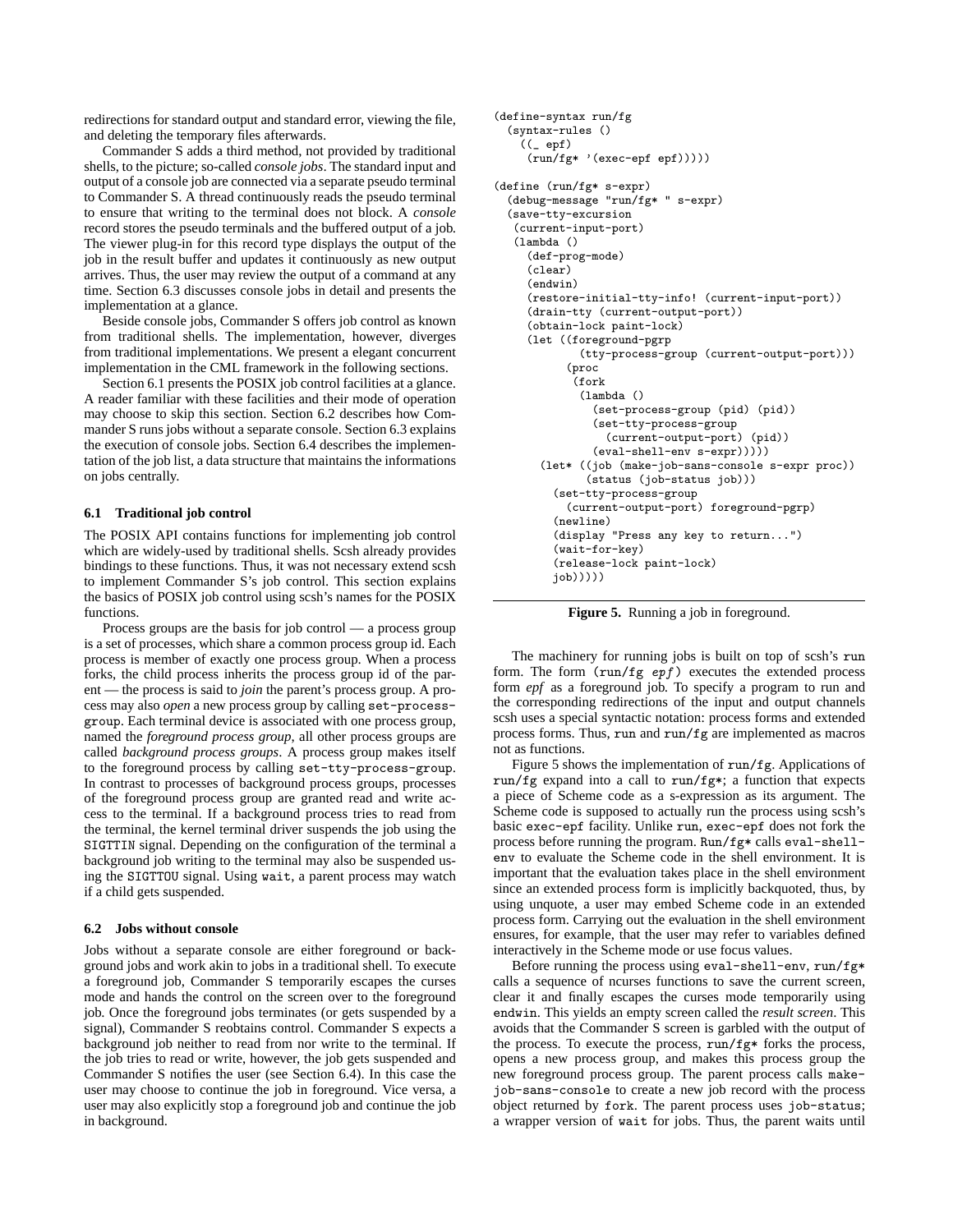redirections for standard output and standard error, viewing the file, and deleting the temporary files afterwards.

Commander S adds a third method, not provided by traditional shells, to the picture; so-called *console jobs*. The standard input and output of a console job are connected via a separate pseudo terminal to Commander S. A thread continuously reads the pseudo terminal to ensure that writing to the terminal does not block. A *console* record stores the pseudo terminals and the buffered output of a job. The viewer plug-in for this record type displays the output of the job in the result buffer and updates it continuously as new output arrives. Thus, the user may review the output of a command at any time. Section 6.3 discusses console jobs in detail and presents the implementation at a glance.

Beside console jobs, Commander S offers job control as known from traditional shells. The implementation, however, diverges from traditional implementations. We present a elegant concurrent implementation in the CML framework in the following sections.

Section 6.1 presents the POSIX job control facilities at a glance. A reader familiar with these facilities and their mode of operation may choose to skip this section. Section 6.2 describes how Commander S runs jobs without a separate console. Section 6.3 explains the execution of console jobs. Section 6.4 describes the implementation of the job list, a data structure that maintains the informations on jobs centrally.

### 6.1 Traditional job control

The POSIX API contains functions for implementing job control which are widely-used by traditional shells. Scsh already provides bindings to these functions. Thus, it was not necessary extend scsh to implement Commander S's job control. This section explains the basics of POSIX job control using scsh's names for the POSIX functions.

Process groups are the basis for job control — a process group is a set of processes, which share a common process group id. Each process is member of exactly one process group. When a process forks, the child process inherits the process group id of the parent — the process is said to *join* the parent's process group. A process may also *open* a new process group by calling `set-process-group`. Each terminal device is associated with one process group, named the *foreground process group*, all other process groups are called *background process groups*. A process group makes itself to the foreground process by calling `set-tty-process-group`. In contrast to processes of background process groups, processes of the foreground process group are granted read and write access to the terminal. If a background process tries to read from the terminal, the kernel terminal driver suspends the job using the `SIGTTIN` signal. Depending on the configuration of the terminal a background job writing to the terminal may also be suspended using the `SIGTTOU` signal. Using `wait`, a parent process may watch if a child gets suspended.

### 6.2 Jobs without console

Jobs without a separate console are either foreground or background jobs and work akin to jobs in a traditional shell. To execute a foreground job, Commander S temporarily escapes the curses mode and hands the control on the screen over to the foreground job. Once the foreground jobs terminates (or gets suspended by a signal), Commander S reobtains control. Commander S expects a background job neither to read from nor write to the terminal. If the job tries to read or write, however, the job gets suspended and Commander S notifies the user (see Section 6.4). In this case the user may choose to continue the job in foreground. Vice versa, a user may also explicitly stop a foreground job and continue the job in background.

```
(define-syntax run/fg
  (syntax-rules ()
    ((_ epf)
     (run/fg* '(exec-epf epf)))))

(define (run/fg* s-expr)
  (debug-message "run/fg* " s-expr)
  (save-tty-excursion
   (current-input-port)
   (lambda ()
     (def-prog-mode)
     (clear)
     (endwin)
     (restore-initial-tty-info! (current-input-port))
     (drain-tty (current-output-port))
     (obtain-lock paint-lock)
     (let ((foreground-pgrp
            (tty-process-group (current-output-port)))
           (proc
            (fork
             (lambda ()
               (set-process-group (pid) (pid))
               (set-tty-process-group
                 (current-output-port) (pid))
               (eval-shell-env s-expr)))))
       (let* ((job (make-job-sans-console s-expr proc))
              (status (job-status job)))
         (set-tty-process-group
           (current-output-port) foreground-pgrp)
         (newline)
         (display "Press any key to return...")
         (wait-for-key)
         (release-lock paint-lock)
         job)))))
```

**Figure 5.** Running a job in foreground.

The machinery for running jobs is built on top of scsh's `run` form. The form `(run/fg` *epf*`)` executes the extended process form *epf* as a foreground job. To specify a program to run and the corresponding redirections of the input and output channels scsh uses a special syntactic notation: process forms and extended process forms. Thus, `run` and `run/fg` are implemented as macros not as functions.

Figure 5 shows the implementation of `run/fg`. Applications of `run/fg` expand into a call to `run/fg*`; a function that expects a piece of Scheme code as a s-expression as its argument. The Scheme code is supposed to actually run the process using scsh's basic `exec-epf` facility. Unlike `run`, `exec-epf` does not fork the process before running the program. `Run/fg*` calls `eval-shell-env` to evaluate the Scheme code in the shell environment. It is important that the evaluation takes place in the shell environment since an extended process form is implicitly backquoted, thus, by using unquote, a user may embed Scheme code in an extended process form. Carrying out the evaluation in the shell environment ensures, for example, that the user may refer to variables defined interactively in the Scheme mode or use focus values.

Before running the process using `eval-shell-env`, `run/fg*` calls a sequence of ncurses functions to save the current screen, clear it and finally escapes the curses mode temporarily using `endwin`. This yields an empty screen called the *result screen*. This avoids that the Commander S screen is garbled with the output of the process. To execute the process, `run/fg*` forks the process, opens a new process group, and makes this process group the new foreground process group. The parent process calls `make-job-sans-console` to create a new job record with the process object returned by `fork`. The parent process uses `job-status`; a wrapper version of `wait` for jobs. Thus, the parent waits until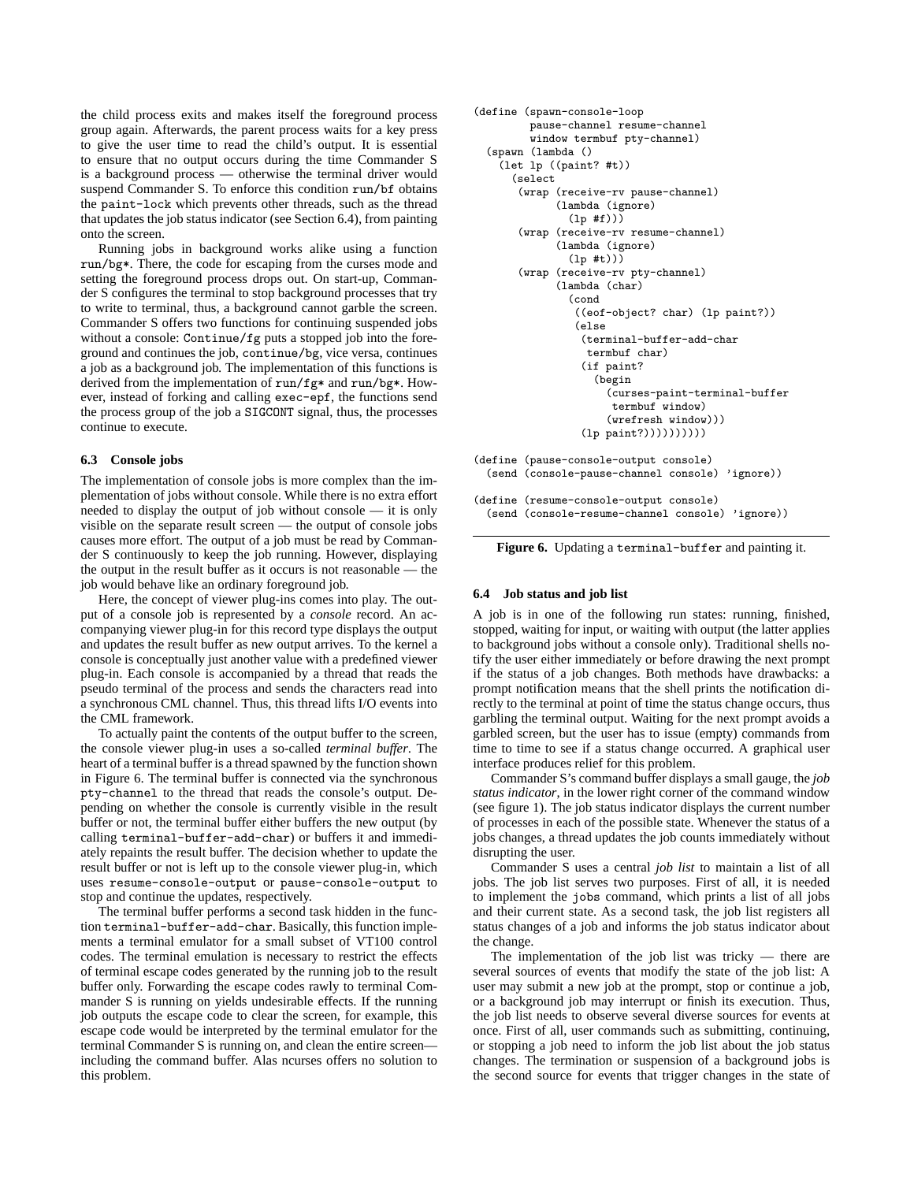the child process exits and makes itself the foreground process group again. Afterwards, the parent process waits for a key press to give the user time to read the child's output. It is essential to ensure that no output occurs during the time Commander S is a background process — otherwise the terminal driver would suspend Commander S. To enforce this condition `run/bf` obtains the `paint-lock` which prevents other threads, such as the thread that updates the job status indicator (see Section 6.4), from painting onto the screen.

Running jobs in background works alike using a function `run/bg*`. There, the code for escaping from the curses mode and setting the foreground process drops out. On start-up, Commander S configures the terminal to stop background processes that try to write to terminal, thus, a background cannot garble the screen. Commander S offers two functions for continuing suspended jobs without a console: `Continue/fg` puts a stopped job into the foreground and continues the job, `continue/bg`, vice versa, continues a job as a background job. The implementation of this functions is derived from the implementation of `run/fg*` and `run/bg*`. However, instead of forking and calling `exec-epf`, the functions send the process group of the job a `SIGCONT` signal, thus, the processes continue to execute.

### 6.3 Console jobs

The implementation of console jobs is more complex than the implementation of jobs without console. While there is no extra effort needed to display the output of job without console — it is only visible on the separate result screen — the output of console jobs causes more effort. The output of a job must be read by Commander S continuously to keep the job running. However, displaying the output in the result buffer as it occurs is not reasonable — the job would behave like an ordinary foreground job.

Here, the concept of viewer plug-ins comes into play. The output of a console job is represented by a *console* record. An accompanying viewer plug-in for this record type displays the output and updates the result buffer as new output arrives. To the kernel a console is conceptually just another value with a predefined viewer plug-in. Each console is accompanied by a thread that reads the pseudo terminal of the process and sends the characters read into a synchronous CML channel. Thus, this thread lifts I/O events into the CML framework.

To actually paint the contents of the output buffer to the screen, the console viewer plug-in uses a so-called *terminal buffer*. The heart of a terminal buffer is a thread spawned by the function shown in Figure 6. The terminal buffer is connected via the synchronous `pty-channel` to the thread that reads the console's output. Depending on whether the console is currently visible in the result buffer or not, the terminal buffer either buffers the new output (by calling `terminal-buffer-add-char`) or buffers it and immediately repaints the result buffer. The decision whether to update the result buffer or not is left up to the console viewer plug-in, which uses `resume-console-output` or `pause-console-output` to stop and continue the updates, respectively.

The terminal buffer performs a second task hidden in the function `terminal-buffer-add-char`. Basically, this function implements a terminal emulator for a small subset of VT100 control codes. The terminal emulation is necessary to restrict the effects of terminal escape codes generated by the running job to the result buffer only. Forwarding the escape codes rawly to terminal Commander S is running on yields undesirable effects. If the running job outputs the escape code to clear the screen, for example, this escape code would be interpreted by the terminal emulator for the terminal Commander S is running on, and clean the entire screen—including the command buffer. Alas ncurses offers no solution to this problem.

```
(define (spawn-console-loop
         pause-channel resume-channel
         window termbuf pty-channel)
  (spawn (lambda ()
    (let lp ((paint? #t))
      (select
       (wrap (receive-rv pause-channel)
             (lambda (ignore)
               (lp #f)))
       (wrap (receive-rv resume-channel)
             (lambda (ignore)
               (lp #t)))
       (wrap (receive-rv pty-channel)
             (lambda (char)
               (cond
                ((eof-object? char) (lp paint?))
                (else
                 (terminal-buffer-add-char
                  termbuf char)
                 (if paint?
                   (begin
                     (curses-paint-terminal-buffer
                      termbuf window)
                     (wrefresh window)))
                 (lp paint?))))))))))

(define (pause-console-output console)
  (send (console-pause-channel console) 'ignore))

(define (resume-console-output console)
  (send (console-resume-channel console) 'ignore))
```

**Figure 6.** Updating a `terminal-buffer` and painting it.

### 6.4 Job status and job list

A job is in one of the following run states: running, finished, stopped, waiting for input, or waiting with output (the latter applies to background jobs without a console only). Traditional shells notify the user either immediately or before drawing the next prompt if the status of a job changes. Both methods have drawbacks: a prompt notification means that the shell prints the notification directly to the terminal at point of time the status change occurs, thus garbling the terminal output. Waiting for the next prompt avoids a garbled screen, but the user has to issue (empty) commands from time to time to see if a status change occurred. A graphical user interface produces relief for this problem.

Commander S's command buffer displays a small gauge, the *job status indicator*, in the lower right corner of the command window (see figure 1). The job status indicator displays the current number of processes in each of the possible state. Whenever the status of a jobs changes, a thread updates the job counts immediately without disrupting the user.

Commander S uses a central *job list* to maintain a list of all jobs. The job list serves two purposes. First of all, it is needed to implement the `jobs` command, which prints a list of all jobs and their current state. As a second task, the job list registers all status changes of a job and informs the job status indicator about the change.

The implementation of the job list was tricky — there are several sources of events that modify the state of the job list: A user may submit a new job at the prompt, stop or continue a job, or a background job may interrupt or finish its execution. Thus, the job list needs to observe several diverse sources for events at once. First of all, user commands such as submitting, continuing, or stopping a job need to inform the job list about the job status changes. The termination or suspension of a background jobs is the second source for events that trigger changes in the state of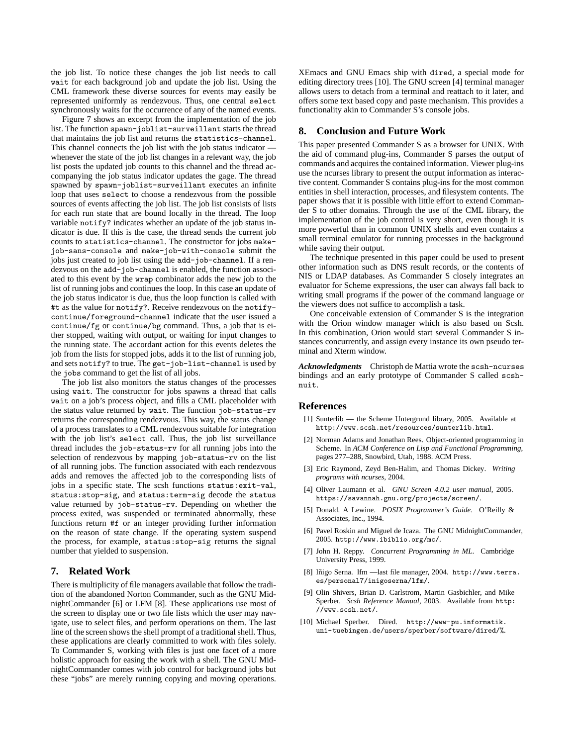the job list. To notice these changes the job list needs to call `wait` for each background job and update the job list. Using the CML framework these diverse sources for events may easily be represented uniformly as rendezvous. Thus, one central `select` synchronously waits for the occurrence of any of the named events.

Figure 7 shows an excerpt from the implementation of the job list. The function `spawn-joblist-surveillant` starts the thread that maintains the job list and returns the `statistics-channel`. This channel connects the job list with the job status indicator — whenever the state of the job list changes in a relevant way, the job list posts the updated job counts to this channel and the thread accompanying the job status indicator updates the gage. The thread spawned by `spawn-joblist-surveillant` executes an infinite loop that uses `select` to choose a rendezvous from the possible sources of events affecting the job list. The job list consists of lists for each run state that are bound locally in the thread. The loop variable `notify?` indicates whether an update of the job status indicator is due. If this is the case, the thread sends the current job counts to `statistics-channel`. The constructor for jobs `make-job-sans-console` and `make-job-with-console` submit the jobs just created to job list using the `add-job-channel`. If a rendezvous on the `add-job-channel` is enabled, the function associated to this event by the `wrap` combinator adds the new job to the list of running jobs and continues the loop. In this case an update of the job status indicator is due, thus the loop function is called with `#t` as the value for `notify?`. Receive rendezvous on the `notify-continue/foreground-channel` indicate that the user issued a `continue/fg` or `continue/bg` command. Thus, a job that is either stopped, waiting with output, or waiting for input changes to the running state. The accordant action for this events deletes the job from the lists for stopped jobs, adds it to the list of running job, and sets `notify?` to true. The `get-job-list-channel` is used by the `jobs` command to get the list of all jobs.

The job list also monitors the status changes of the processes using `wait`. The constructor for jobs spawns a thread that calls `wait` on a job's process object, and fills a CML placeholder with the status value returned by `wait`. The function `job-status-rv` returns the corresponding rendezvous. This way, the status change of a process translates to a CML rendezvous suitable for integration with the job list's `select` call. Thus, the job list surveillance thread includes the `job-status-rv` for all running jobs into the selection of rendezvous by mapping `job-status-rv` on the list of all running jobs. The function associated with each rendezvous adds and removes the affected job to the corresponding lists of jobs in a specific state. The scsh functions `status:exit-val`, `status:stop-sig`, and `status:term-sig` decode the status value returned by `job-status-rv`. Depending on whether the process exited, was suspended or terminated abnormally, these functions return `#f` or an integer providing further information on the reason of state change. If the operating system suspend the process, for example, `status:stop-sig` returns the signal number that yielded to suspension.

## 7. Related Work

There is multiplicity of file managers available that follow the tradition of the abandoned Norton Commander, such as the GNU MidnightCommander [6] or LFM [8]. These applications use most of the screen to display one or two file lists which the user may navigate, use to select files, and perform operations on them. The last line of the screen shows the shell prompt of a traditional shell. Thus, these applications are clearly committed to work with files solely. To Commander S, working with files is just one facet of a more holistic approach for easing the work with a shell. The GNU MidnightCommander comes with job control for background jobs but these "jobs" are merely running copying and moving operations. XEmacs and GNU Emacs ship with `dired`, a special mode for editing directory trees [10]. The GNU screen [4] terminal manager allows users to detach from a terminal and reattach to it later, and offers some text based copy and paste mechanism. This provides a functionality akin to Commander S's console jobs.

## 8. Conclusion and Future Work

This paper presented Commander S as a browser for UNIX. With the aid of command plug-ins, Commander S parses the output of commands and acquires the contained information. Viewer plug-ins use the ncurses library to present the output information as interactive content. Commander S contains plug-ins for the most common entities in shell interaction, processes, and filesystem contents. The paper shows that it is possible with little effort to extend Commander S to other domains. Through the use of the CML library, the implementation of the job control is very short, even though it is more powerful than in common UNIX shells and even contains a small terminal emulator for running processes in the background while saving their output.

The technique presented in this paper could be used to present other information such as DNS result records, or the contents of NIS or LDAP databases. As Commander S closely integrates an evaluator for Scheme expressions, the user can always fall back to writing small programs if the power of the command language or the viewers does not suffice to accomplish a task.

One conceivable extension of Commander S is the integration with the Orion window manager which is also based on Scsh. In this combination, Orion would start several Commander S instances concurrently, and assign every instance its own pseudo terminal and Xterm window.

***Acknowledgments*** Christoph de Mattia wrote the `scsh-ncurses` bindings and an early prototype of Commander S called `scsh-nuit`.

## References

[1] Sunterlib — the Scheme Untergrund library, 2005. Available at `http://www.scsh.net/resources/sunterlib.html`.

[2] Norman Adams and Jonathan Rees. Object-oriented programming in Scheme. In *ACM Conference on Lisp and Functional Programming*, pages 277–288, Snowbird, Utah, 1988. ACM Press.

[3] Eric Raymond, Zeyd Ben-Halim, and Thomas Dickey. *Writing programs with ncurses*, 2004.

[4] Oliver Laumann et al. *GNU Screen 4.0.2 user manual*, 2005. `https://savannah.gnu.org/projects/screen/`.

[5] Donald. A Lewine. *POSIX Programmer's Guide*. O'Reilly & Associates, Inc., 1994.

[6] Pavel Roskin and Miguel de Icaza. The GNU MidnightCommander, 2005. `http://www.ibiblio.org/mc/`.

[7] John H. Reppy. *Concurrent Programming in ML*. Cambridge University Press, 1999.

[8] Iñigo Serna. lfm —last file manager, 2004. `http://www.terra.es/personal7/inigoserna/lfm/`.

[9] Olin Shivers, Brian D. Carlstrom, Martin Gasbichler, and Mike Sperber. *Scsh Reference Manual*, 2003. Available from `http://www.scsh.net/`.

[10] Michael Sperber. Dired. `http://www-pu.informatik.uni-tuebingen.de/users/sperber/software/dired/%`.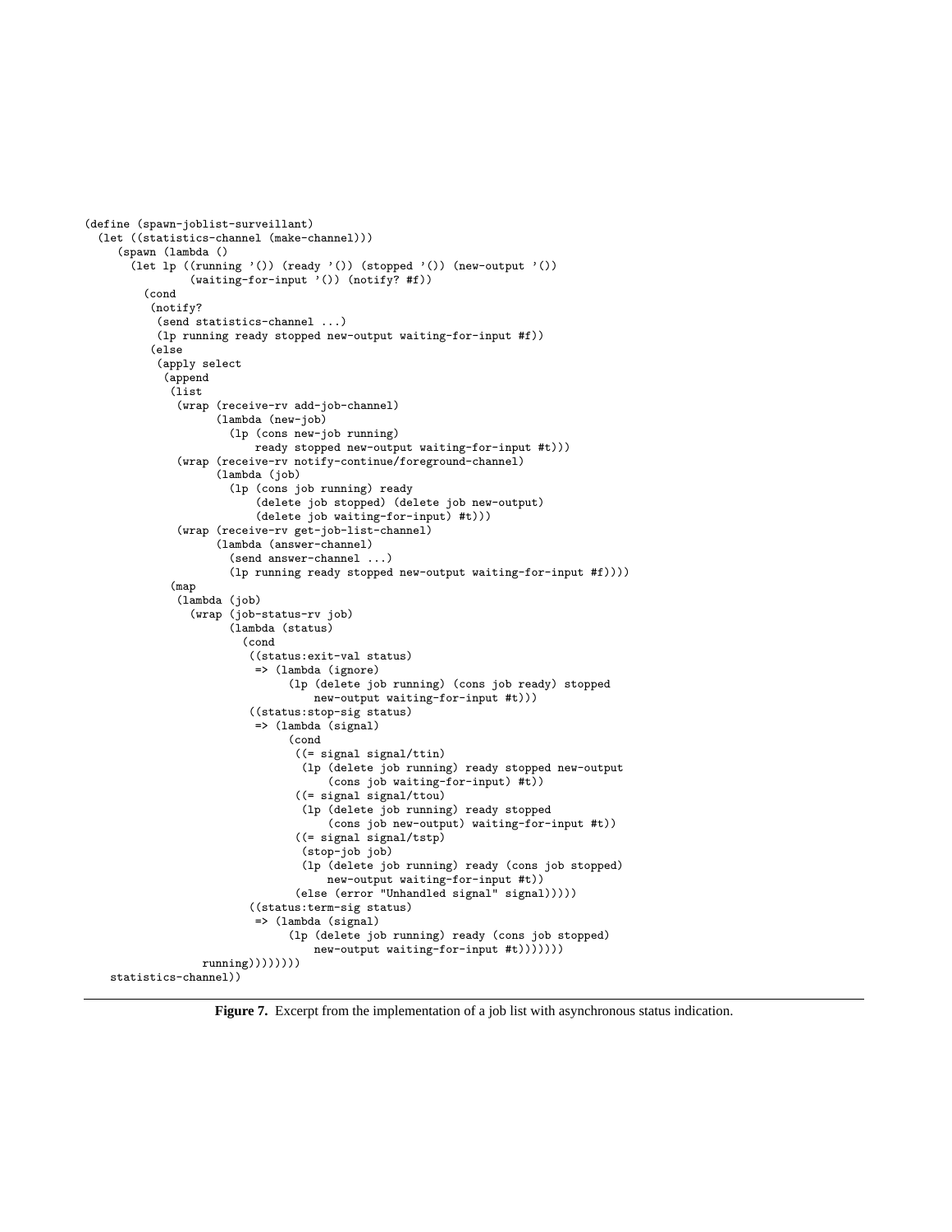```
(define (spawn-joblist-surveillant)
  (let ((statistics-channel (make-channel)))
     (spawn (lambda ()
       (let lp ((running '()) (ready '()) (stopped '()) (new-output '())
                (waiting-for-input '()) (notify? #f))
         (cond
          (notify?
           (send statistics-channel ...)
           (lp running ready stopped new-output waiting-for-input #f))
          (else
           (apply select
            (append
             (list
              (wrap (receive-rv add-job-channel)
                    (lambda (new-job)
                      (lp (cons new-job running)
                          ready stopped new-output waiting-for-input #t)))
              (wrap (receive-rv notify-continue/foreground-channel)
                    (lambda (job)
                      (lp (cons job running) ready
                          (delete job stopped) (delete job new-output)
                          (delete job waiting-for-input) #t)))
              (wrap (receive-rv get-job-list-channel)
                    (lambda (answer-channel)
                      (send answer-channel ...)
                      (lp running ready stopped new-output waiting-for-input #f))))
             (map
              (lambda (job)
                (wrap (job-status-rv job)
                      (lambda (status)
                        (cond
                         ((status:exit-val status)
                          => (lambda (ignore)
                               (lp (delete job running) (cons job ready) stopped
                                   new-output waiting-for-input #t)))
                         ((status:stop-sig status)
                          => (lambda (signal)
                               (cond
                                ((= signal signal/ttin)
                                 (lp (delete job running) ready stopped new-output
                                     (cons job waiting-for-input) #t))
                                ((= signal signal/ttou)
                                 (lp (delete job running) ready stopped
                                     (cons job new-output) waiting-for-input #t))
                                ((= signal signal/tstp)
                                 (stop-job job)
                                 (lp (delete job running) ready (cons job stopped)
                                     new-output waiting-for-input #t))
                                (else (error "Unhandled signal" signal)))))
                         ((status:term-sig status)
                          => (lambda (signal)
                               (lp (delete job running) ready (cons job stopped)
                                   new-output waiting-for-input #t)))))))
                  running))))))))
    statistics-channel))
```

**Figure 7.** Excerpt from the implementation of a job list with asynchronous status indication.